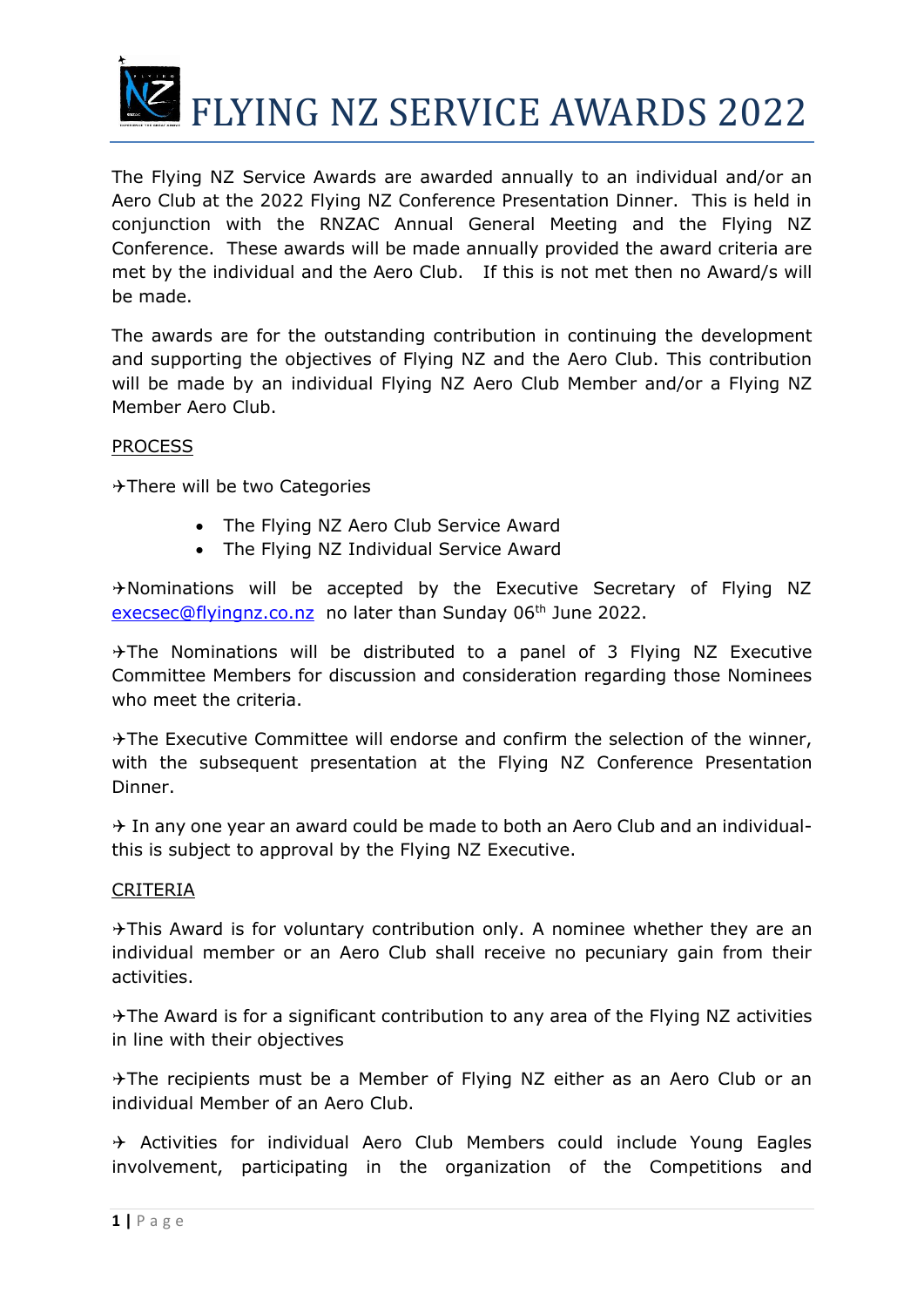# FLYING NZ SERVICE AWARDS 2022

The Flying NZ Service Awards are awarded annually to an individual and/or an Aero Club at the 2022 Flying NZ Conference Presentation Dinner. This is held in conjunction with the RNZAC Annual General Meeting and the Flying NZ Conference. These awards will be made annually provided the award criteria are met by the individual and the Aero Club. If this is not met then no Award/s will be made.

The awards are for the outstanding contribution in continuing the development and supporting the objectives of Flying NZ and the Aero Club. This contribution will be made by an individual Flying NZ Aero Club Member and/or a Flying NZ Member Aero Club.

## PROCESS

✈There will be two Categories

- The Flying NZ Aero Club Service Award
- The Flying NZ Individual Service Award

✈Nominations will be accepted by the Executive Secretary of Flying NZ execsec@flyingnz.co.nz no later than Sunday 06th June 2022.

✈The Nominations will be distributed to a panel of 3 Flying NZ Executive Committee Members for discussion and consideration regarding those Nominees who meet the criteria.

✈The Executive Committee will endorse and confirm the selection of the winner, with the subsequent presentation at the Flying NZ Conference Presentation Dinner.

✈ In any one year an award could be made to both an Aero Club and an individual- this is subject to approval by the Flying NZ Executive.

## CRITERIA

✈This Award is for voluntary contribution only. A nominee whether they are an individual member or an Aero Club shall receive no pecuniary gain from their activities.

✈The Award is for a significant contribution to any area of the Flying NZ activities in line with their objectives

✈The recipients must be a Member of Flying NZ either as an Aero Club or an individual Member of an Aero Club.

✈ Activities for individual Aero Club Members could include Young Eagles involvement, participating in the organization of the Competitions and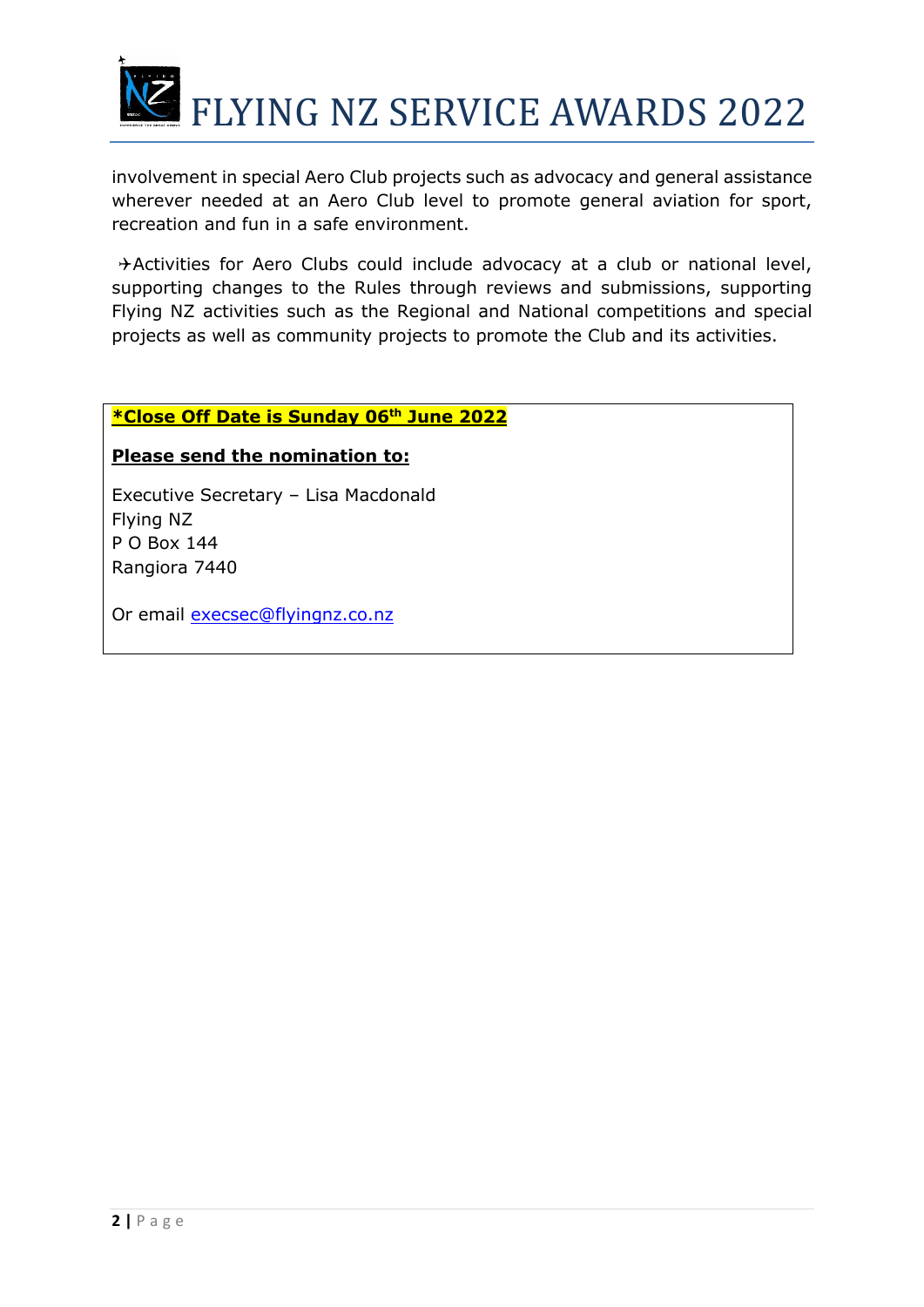involvement in special Aero Club projects such as advocacy and general assistance wherever needed at an Aero Club level to promote general aviation for sport, recreation and fun in a safe environment.

✈Activities for Aero Clubs could include advocacy at a club or national level, supporting changes to the Rules through reviews and submissions, supporting Flying NZ activities such as the Regional and National competitions and special projects as well as community projects to promote the Club and its activities.

**\*Close Off Date is Sunday 06th June 2022**

**Please send the nomination to:**

Executive Secretary – Lisa Macdonald
Flying NZ
P O Box 144
Rangiora 7440

Or email execsec@flyingnz.co.nz